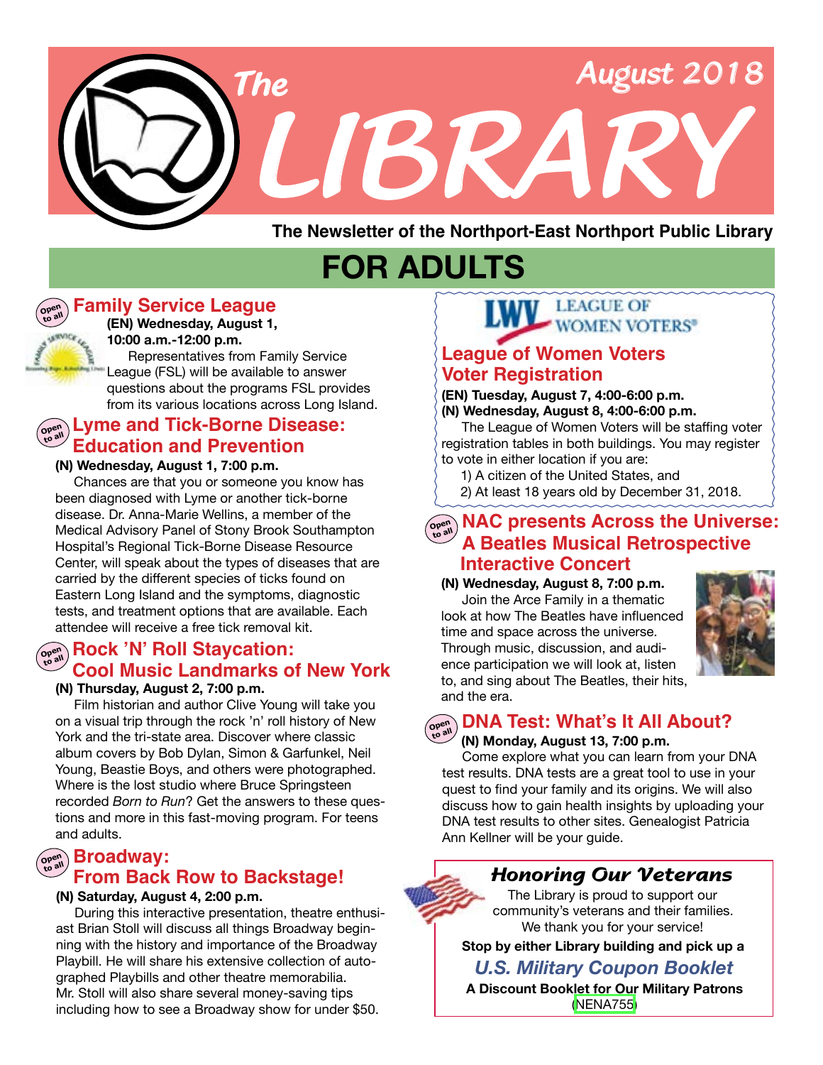# The LIBRARY

August 2018

**The Newsletter of the Northport-East Northport Public Library**

## FOR ADULTS

### Family Service League

Open to all

**(EN) Wednesday, August 1, 10:00 a.m.-12:00 p.m.**

Representatives from Family Service League (FSL) will be available to answer questions about the programs FSL provides from its various locations across Long Island.

### Lyme and Tick-Borne Disease: Education and Prevention

Open to all

**(N) Wednesday, August 1, 7:00 p.m.**

Chances are that you or someone you know has been diagnosed with Lyme or another tick-borne disease. Dr. Anna-Marie Wellins, a member of the Medical Advisory Panel of Stony Brook Southampton Hospital's Regional Tick-Borne Disease Resource Center, will speak about the types of diseases that are carried by the different species of ticks found on Eastern Long Island and the symptoms, diagnostic tests, and treatment options that are available. Each attendee will receive a free tick removal kit.

### Rock 'N' Roll Staycation: Cool Music Landmarks of New York

Open to all

**(N) Thursday, August 2, 7:00 p.m.**

Film historian and author Clive Young will take you on a visual trip through the rock 'n' roll history of New York and the tri-state area. Discover where classic album covers by Bob Dylan, Simon & Garfunkel, Neil Young, Beastie Boys, and others were photographed. Where is the lost studio where Bruce Springsteen recorded *Born to Run*? Get the answers to these questions and more in this fast-moving program. For teens and adults.

### Broadway: From Back Row to Backstage!

Open to all

**(N) Saturday, August 4, 2:00 p.m.**

During this interactive presentation, theatre enthusiast Brian Stoll will discuss all things Broadway beginning with the history and importance of the Broadway Playbill. He will share his extensive collection of autographed Playbills and other theatre memorabilia. Mr. Stoll will also share several money-saving tips including how to see a Broadway show for under $50.

LWV LEAGUE OF WOMEN VOTERS®

### League of Women Voters Voter Registration

**(EN) Tuesday, August 7, 4:00-6:00 p.m.**
**(N) Wednesday, August 8, 4:00-6:00 p.m.**

The League of Women Voters will be staffing voter registration tables in both buildings. You may register to vote in either location if you are:

1) A citizen of the United States, and
2) At least 18 years old by December 31, 2018.

### NAC presents Across the Universe: A Beatles Musical Retrospective Interactive Concert

Open to all

**(N) Wednesday, August 8, 7:00 p.m.**

Join the Arce Family in a thematic look at how The Beatles have influenced time and space across the universe. Through music, discussion, and audience participation we will look at, listen to, and sing about The Beatles, their hits, and the era.

### DNA Test: What's It All About?

Open to all

**(N) Monday, August 13, 7:00 p.m.**

Come explore what you can learn from your DNA test results. DNA tests are a great tool to use in your quest to find your family and its origins. We will also discuss how to gain health insights by uploading your DNA test results to other sites. Genealogist Patricia Ann Kellner will be your guide.

### *Honoring Our Veterans*

The Library is proud to support our community's veterans and their families. We thank you for your service!

**Stop by either Library building and pick up a**

***U.S. Military Coupon Booklet***

**A Discount Booklet for Our Military Patrons**

(NENA755)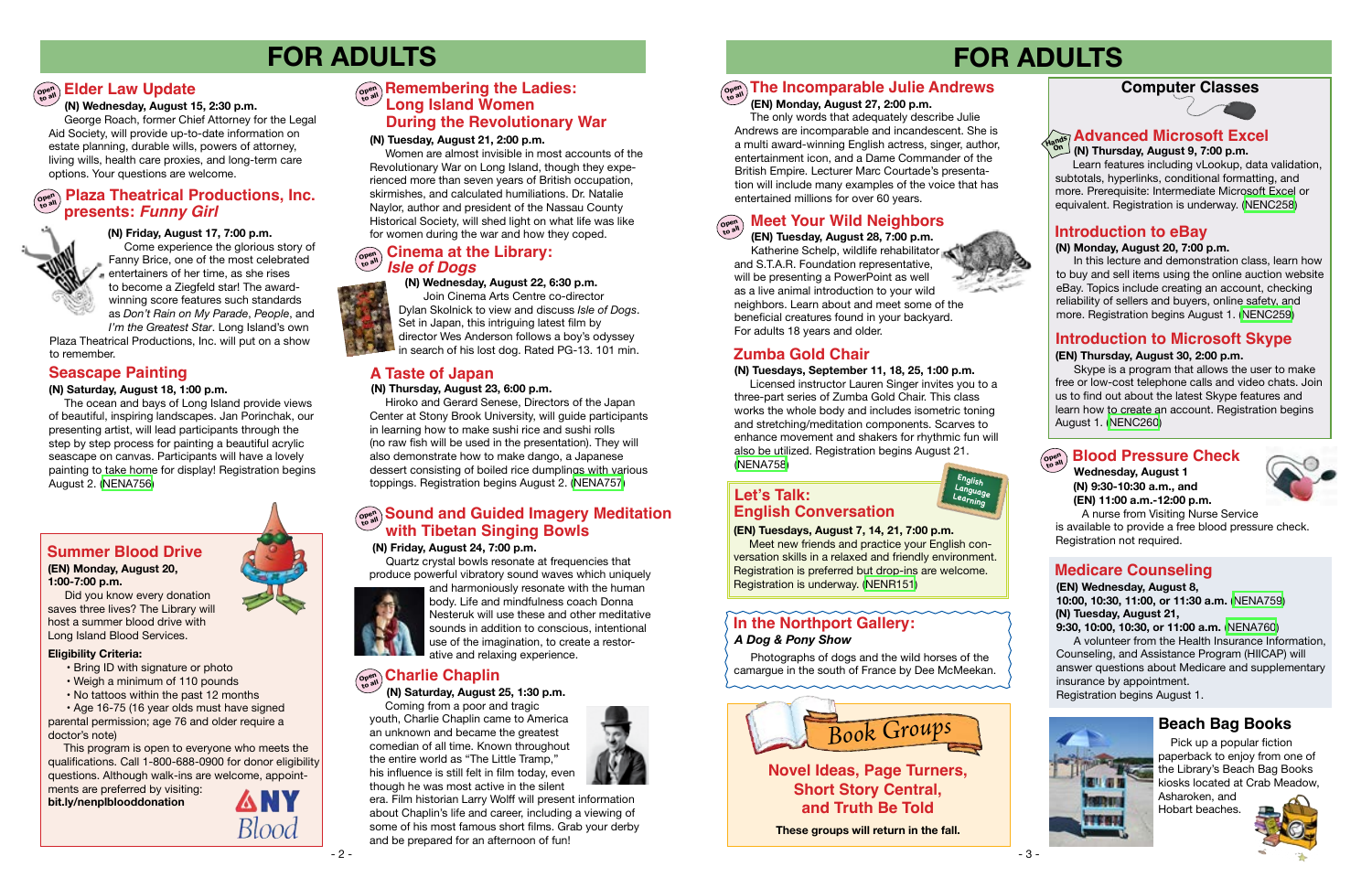# FOR ADULTS

## Elder Law Update

**(N) Wednesday, August 15, 2:30 p.m.**

George Roach, former Chief Attorney for the Legal Aid Society, will provide up-to-date information on estate planning, durable wills, powers of attorney, living wills, health care proxies, and long-term care options. Your questions are welcome.

## Plaza Theatrical Productions, Inc. presents: *Funny Girl*

**(N) Friday, August 17, 7:00 p.m.**

Come experience the glorious story of Fanny Brice, one of the most celebrated entertainers of her time, as she rises to become a Ziegfeld star! The award-winning score features such standards as *Don't Rain on My Parade*, *People*, and *I'm the Greatest Star*. Long Island's own Plaza Theatrical Productions, Inc. will put on a show to remember.

## Seascape Painting

**(N) Saturday, August 18, 1:00 p.m.**

The ocean and bays of Long Island provide views of beautiful, inspiring landscapes. Jan Porinchak, our presenting artist, will lead participants through the step by step process for painting a beautiful acrylic seascape on canvas. Participants will have a lovely painting to take home for display! Registration begins August 2. (NENA756)

## Summer Blood Drive

**(EN) Monday, August 20, 1:00-7:00 p.m.**

Did you know every donation saves three lives? The Library will host a summer blood drive with Long Island Blood Services.

**Eligibility Criteria:**

- Bring ID with signature or photo
- Weigh a minimum of 110 pounds
- No tattoos within the past 12 months
- Age 16-75 (16 year olds must have signed parental permission; age 76 and older require a doctor's note)

This program is open to everyone who meets the qualifications. Call 1-800-688-0900 for donor eligibility questions. Although walk-ins are welcome, appointments are preferred by visiting: **bit.ly/nenplblooddonation**

## Remembering the Ladies: Long Island Women During the Revolutionary War

**(N) Tuesday, August 21, 2:00 p.m.**

Women are almost invisible in most accounts of the Revolutionary War on Long Island, though they experienced more than seven years of British occupation, skirmishes, and calculated humiliations. Dr. Natalie Naylor, author and president of the Nassau County Historical Society, will shed light on what life was like for women during the war and how they coped.

## Cinema at the Library: *Isle of Dogs*

**(N) Wednesday, August 22, 6:30 p.m.**

Join Cinema Arts Centre co-director Dylan Skolnick to view and discuss *Isle of Dogs*. Set in Japan, this intriguing latest film by director Wes Anderson follows a boy's odyssey in search of his lost dog. Rated PG-13. 101 min.

## A Taste of Japan

**(N) Thursday, August 23, 6:00 p.m.**

Hiroko and Gerard Senese, Directors of the Japan Center at Stony Brook University, will guide participants in learning how to make sushi rice and sushi rolls (no raw fish will be used in the presentation). They will also demonstrate how to make dango, a Japanese dessert consisting of boiled rice dumplings with various toppings. Registration begins August 2. (NENA757)

## Sound and Guided Imagery Meditation with Tibetan Singing Bowls

**(N) Friday, August 24, 7:00 p.m.**

Quartz crystal bowls resonate at frequencies that produce powerful vibratory sound waves which uniquely and harmoniously resonate with the human body. Life and mindfulness coach Donna Nesteruk will use these and other meditative sounds in addition to conscious, intentional use of the imagination, to create a restorative and relaxing experience.

## Charlie Chaplin

**(N) Saturday, August 25, 1:30 p.m.**

Coming from a poor and tragic youth, Charlie Chaplin came to America an unknown and became the greatest comedian of all time. Known throughout the entire world as "The Little Tramp," his influence is still felt in film today, even though he was most active in the silent era. Film historian Larry Wolff will present information about Chaplin's life and career, including a viewing of some of his most famous short films. Grab your derby and be prepared for an afternoon of fun!

# FOR ADULTS

## The Incomparable Julie Andrews

**(EN) Monday, August 27, 2:00 p.m.**

The only words that adequately describe Julie Andrews are incomparable and incandescent. She is a multi award-winning English actress, singer, author, entertainment icon, and a Dame Commander of the British Empire. Lecturer Marc Courtade's presentation will include many examples of the voice that has entertained millions for over 60 years.

## Meet Your Wild Neighbors

**(EN) Tuesday, August 28, 7:00 p.m.**

Katherine Schelp, wildlife rehabilitator and S.T.A.R. Foundation representative, will be presenting a PowerPoint as well as a live animal introduction to your wild neighbors. Learn about and meet some of the beneficial creatures found in your backyard. For adults 18 years and older.

## Zumba Gold Chair

**(N) Tuesdays, September 11, 18, 25, 1:00 p.m.**

Licensed instructor Lauren Singer invites you to a three-part series of Zumba Gold Chair. This class works the whole body and includes isometric toning and stretching/meditation components. Scarves to enhance movement and shakers for rhythmic fun will also be utilized. Registration begins August 21. (NENA758)

## Let's Talk: English Conversation

English Language Learning

**(EN) Tuesdays, August 7, 14, 21, 7:00 p.m.**

Meet new friends and practice your English conversation skills in a relaxed and friendly environment. Registration is preferred but drop-ins are welcome. Registration is underway. (NENR151)

## In the Northport Gallery:

*A Dog & Pony Show*

Photographs of dogs and the wild horses of the camargue in the south of France by Dee McMeekan.

## Book Groups

**Novel Ideas, Page Turners, Short Story Central, and Truth Be Told**

**These groups will return in the fall.**

## Computer Classes

### Advanced Microsoft Excel

**(N) Thursday, August 9, 7:00 p.m.**

Learn features including vLookup, data validation, subtotals, hyperlinks, conditional formatting, and more. Prerequisite: Intermediate Microsoft Excel or equivalent. Registration is underway. (NENC258)

### Introduction to eBay

**(N) Monday, August 20, 7:00 p.m.**

In this lecture and demonstration class, learn how to buy and sell items using the online auction website eBay. Topics include creating an account, checking reliability of sellers and buyers, online safety, and more. Registration begins August 1. (NENC259)

### Introduction to Microsoft Skype

**(EN) Thursday, August 30, 2:00 p.m.**

Skype is a program that allows the user to make free or low-cost telephone calls and video chats. Join us to find out about the latest Skype features and learn how to create an account. Registration begins August 1. (NENC260)

## Blood Pressure Check

**Wednesday, August 1**
**(N) 9:30-10:30 a.m., and**
**(EN) 11:00 a.m.-12:00 p.m.**

A nurse from Visiting Nurse Service is available to provide a free blood pressure check. Registration not required.

## Medicare Counseling

**(EN) Wednesday, August 8, 10:00, 10:30, 11:00, or 11:30 a.m.** (NENA759)
**(N) Tuesday, August 21, 9:30, 10:00, 10:30, or 11:00 a.m.** (NENA760)

A volunteer from the Health Insurance Information, Counseling, and Assistance Program (HIICAP) will answer questions about Medicare and supplementary insurance by appointment. Registration begins August 1.

## Beach Bag Books

Pick up a popular fiction paperback to enjoy from one of the Library's Beach Bag Books kiosks located at Crab Meadow, Asharoken, and Hobart beaches.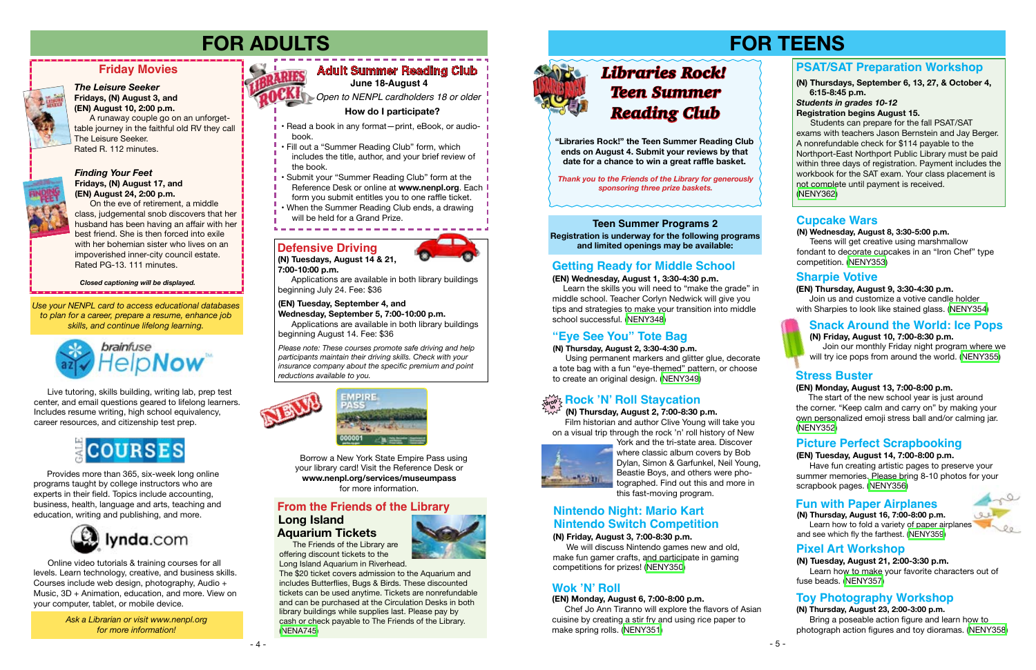# FOR ADULTS

## Friday Movies

### *The Leisure Seeker*

**Fridays, (N) August 3, and (EN) August 10, 2:00 p.m.**

A runaway couple go on an unforgettable journey in the faithful old RV they call The Leisure Seeker. Rated R. 112 minutes.

### *Finding Your Feet*

**Fridays, (N) August 17, and (EN) August 24, 2:00 p.m.**

On the eve of retirement, a middle class, judgemental snob discovers that her husband has been having an affair with her best friend. She is then forced into exile with her bohemian sister who lives on an impoverished inner-city council estate. Rated PG-13. 111 minutes.

***Closed captioning will be displayed.***

*Use your NENPL card to access educational databases to plan for a career, prepare a resume, enhance job skills, and continue lifelong learning.*

**brainfuse HelpNow**

Live tutoring, skills building, writing lab, prep test center, and email questions geared to lifelong learners. Includes resume writing, high school equivalency, career resources, and citizenship test prep.

**GALE COURSES**

Provides more than 365, six-week long online programs taught by college instructors who are experts in their field. Topics include accounting, business, health, language and arts, teaching and education, writing and publishing, and more.

**lynda.com**

Online video tutorials & training courses for all levels. Learn technology, creative, and business skills. Courses include web design, photography, Audio + Music, 3D + Animation, education, and more. View on your computer, tablet, or mobile device.

*Ask a Librarian or visit www.nenpl.org for more information!*

## Adult Summer Reading Club

**June 18-August 4**

*Open to NENPL cardholders 18 or older*

**How do I participate?**

- Read a book in any format—print, eBook, or audiobook.
- Fill out a "Summer Reading Club" form, which includes the title, author, and your brief review of the book.
- Submit your "Summer Reading Club" form at the Reference Desk or online at **www.nenpl.org**. Each form you submit entitles you to one raffle ticket.
- When the Summer Reading Club ends, a drawing will be held for a Grand Prize.

## Defensive Driving

**(N) Tuesdays, August 14 & 21, 7:00-10:00 p.m.**

Applications are available in both library buildings beginning July 24. Fee: $36

**(EN) Tuesday, September 4, and Wednesday, September 5, 7:00-10:00 p.m.**

Applications are available in both library buildings beginning August 14. Fee: $36

*Please note: These courses promote safe driving and help participants maintain their driving skills. Check with your insurance company about the specific premium and point reductions available to you.*

**NEW! EMPIRE PASS**

Borrow a New York State Empire Pass using your library card! Visit the Reference Desk or **www.nenpl.org/services/museumpass** for more information.

## From the Friends of the Library

### Long Island Aquarium Tickets

The Friends of the Library are offering discount tickets to the Long Island Aquarium in Riverhead. The $20 ticket covers admission to the Aquarium and includes Butterflies, Bugs & Birds. These discounted tickets can be used anytime. Tickets are nonrefundable and can be purchased at the Circulation Desks in both library buildings while supplies last. Please pay by cash or check payable to The Friends of the Library. (NENA745)

# FOR TEENS

## Libraries Rock! Teen Summer Reading Club

**"Libraries Rock!" the Teen Summer Reading Club ends on August 4. Submit your reviews by that date for a chance to win a great raffle basket.**

***Thank you to the Friends of the Library for generously sponsoring three prize baskets.***

**Teen Summer Programs 2**

**Registration is underway for the following programs and limited openings may be available:**

## Getting Ready for Middle School

**(EN) Wednesday, August 1, 3:30-4:30 p.m.**

Learn the skills you will need to "make the grade" in middle school. Teacher Corlyn Nedwick will give you tips and strategies to make your transition into middle school successful. (NENY348)

## "Eye See You" Tote Bag

**(N) Thursday, August 2, 3:30-4:30 p.m.**

Using permanent markers and glitter glue, decorate a tote bag with a fun "eye-themed" pattern, or choose to create an original design. (NENY349)

## Rock 'N' Roll Staycation

Drop In

**(N) Thursday, August 2, 7:00-8:30 p.m.**

Film historian and author Clive Young will take you on a visual trip through the rock 'n' roll history of New York and the tri-state area. Discover where classic album covers by Bob Dylan, Simon & Garfunkel, Neil Young, Beastie Boys, and others were photographed. Find out this and more in this fast-moving program.

## Nintendo Night: Mario Kart Nintendo Switch Competition

**(N) Friday, August 3, 7:00-8:30 p.m.**

We will discuss Nintendo games new and old, make fun gamer crafts, and participate in gaming competitions for prizes! (NENY350)

## Wok 'N' Roll

**(EN) Monday, August 6, 7:00-8:00 p.m.**

Chef Jo Ann Tiranno will explore the flavors of Asian cuisine by creating a stir fry and using rice paper to make spring rolls. (NENY351)

## PSAT/SAT Preparation Workshop

**(N) Thursdays, September 6, 13, 27, & October 4, 6:15-8:45 p.m.**

***Students in grades 10-12***

**Registration begins August 15.**

Students can prepare for the fall PSAT/SAT exams with teachers Jason Bernstein and Jay Berger. A nonrefundable check for $114 payable to the Northport-East Northport Public Library must be paid within three days of registration. Payment includes the workbook for the SAT exam. Your class placement is not complete until payment is received. (NENY362)

## Cupcake Wars

**(N) Wednesday, August 8, 3:30-5:00 p.m.**

Teens will get creative using marshmallow fondant to decorate cupcakes in an "Iron Chef" type competition. (NENY353)

## Sharpie Votive

**(EN) Thursday, August 9, 3:30-4:30 p.m.**

Join us and customize a votive candle holder with Sharpies to look like stained glass. (NENY354)

## Snack Around the World: Ice Pops

**(N) Friday, August 10, 7:00-8:30 p.m.**

Join our monthly Friday night program where we will try ice pops from around the world. (NENY355)

## Stress Buster

**(EN) Monday, August 13, 7:00-8:00 p.m.**

The start of the new school year is just around the corner. "Keep calm and carry on" by making your own personalized emoji stress ball and/or calming jar. (NENY352)

## Picture Perfect Scrapbooking

**(EN) Tuesday, August 14, 7:00-8:00 p.m.**

Have fun creating artistic pages to preserve your summer memories. Please bring 8-10 photos for your scrapbook pages. (NENY356)

## Fun with Paper Airplanes

**(N) Thursday, August 16, 7:00-8:00 p.m.**

Learn how to fold a variety of paper airplanes and see which fly the farthest. (NENY359)

## Pixel Art Workshop

**(N) Tuesday, August 21, 2:00-3:30 p.m.**

Learn how to make your favorite characters out of fuse beads. (NENY357)

## Toy Photography Workshop

**(N) Thursday, August 23, 2:00-3:00 p.m.**

Bring a poseable action figure and learn how to photograph action figures and toy dioramas. (NENY358)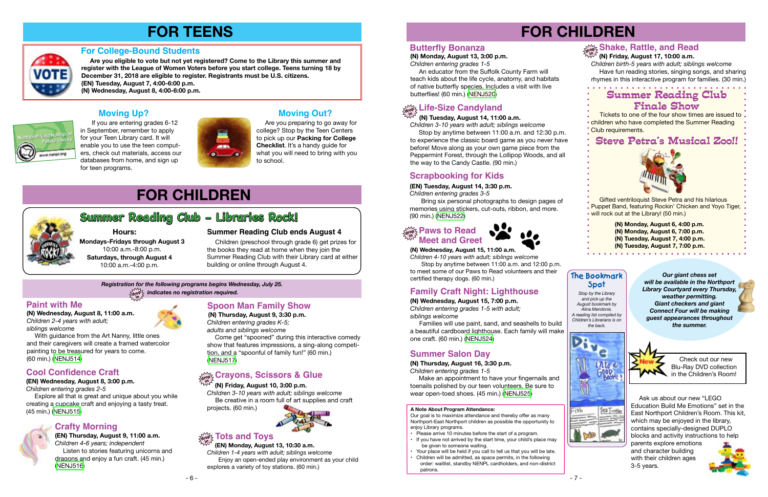# FOR TEENS

## For College-Bound Students

**Are you eligible to vote but not yet registered? Come to the Library this summer and register with the League of Women Voters before you start college. Teens turning 18 by December 31, 2018 are eligible to register. Registrants must be U.S. citizens.**
**(EN) Tuesday, August 7, 4:00-6:00 p.m.**
**(N) Wednesday, August 8, 4:00-6:00 p.m.**

## Moving Up?

If you are entering grades 6-12 in September, remember to apply for your Teen Library card. It will enable you to use the teen computers, check out materials, access our databases from home, and sign up for teen programs.

## Moving Out?

Are you preparing to go away for college? Stop by the Teen Centers to pick up our **Packing for College Checklist**. It's a handy guide for what you will need to bring with you to school.

# FOR CHILDREN

## Summer Reading Club – Libraries Rock!

**Hours:**
**Mondays-Fridays through August 3**
10:00 a.m.-8:00 p.m.
**Saturdays, through August 4**
10:00 a.m.-4:00 p.m.

**Summer Reading Club ends August 4**

Children (preschool through grade 6) get prizes for the books they read at home when they join the Summer Reading Club with their Library card at either building or online through August 4.

***Registration for the following programs begins Wednesday, July 25.***
***drop in indicates no registration required.***

## Paint with Me

**(N) Wednesday, August 8, 11:00 a.m.**
*Children 2-4 years with adult; siblings welcome*

With guidance from the Art Nanny, little ones and their caregivers will create a framed watercolor painting to be treasured for years to come. (60 min.) (NENJ514)

## Cool Confidence Craft

**(EN) Wednesday, August 8, 3:00 p.m.**
*Children entering grades 2-5*

Explore all that is great and unique about you while creating a cupcake craft and enjoying a tasty treat. (45 min.) (NENJ515)

## Crafty Morning

**(EN) Thursday, August 9, 11:00 a.m.**
*Children 4-6 years; independent*

Listen to stories featuring unicorns and dragons and enjoy a fun craft. (45 min.) (NENJ516)

## Spoon Man Family Show

**(N) Thursday, August 9, 3:30 p.m.**
*Children entering grades K-5; adults and siblings welcome*

Come get "spooned" during this interactive comedy show that features impressions, a sing-along competition, and a "spoonful of family fun!" (60 min.) (NENJ517)

## Crayons, Scissors & Glue (drop in)

**(N) Friday, August 10, 3:00 p.m.**
*Children 3-10 years with adult; siblings welcome*

Be creative in a room full of art supplies and craft projects. (60 min.)

## Tots and Toys (drop in)

**(EN) Monday, August 13, 10:30 a.m.**
*Children 1-4 years with adult; siblings welcome*

Enjoy an open-ended play environment as your child explores a variety of toy stations. (60 min.)

# FOR CHILDREN

## Butterfly Bonanza

**(N) Monday, August 13, 3:00 p.m.**
*Children entering grades 1-5*

An educator from the Suffolk County Farm will teach kids about the life cycle, anatomy, and habitats of native butterfly species. Includes a visit with live butterflies! (60 min.) (NENJ520)

## Life-Size Candyland (drop in)

**(N) Tuesday, August 14, 11:00 a.m.**
*Children 3-10 years with adult; siblings welcome*

Stop by anytime between 11:00 a.m. and 12:30 p.m. to experience the classic board game as you never have before! Move along as your own game piece from the Peppermint Forest, through the Lollipop Woods, and all the way to the Candy Castle. (90 min.)

## Scrapbooking for Kids

**(EN) Tuesday, August 14, 3:30 p.m.**
*Children entering grades 3-5*

Bring six personal photographs to design pages of memories using stickers, cut-outs, ribbon, and more. (90 min.) (NENJ522)

## Paws to Read Meet and Greet (drop in)

**(N) Wednesday, August 15, 11:00 a.m.**
*Children 4-10 years with adult; siblings welcome*

Stop by anytime between 11:00 a.m. and 12:00 p.m. to meet some of our Paws to Read volunteers and their certified therapy dogs. (60 min.)

## Family Craft Night: Lighthouse

**(N) Wednesday, August 15, 7:00 p.m.**
*Children entering grades 1-5 with adult; siblings welcome*

Families will use paint, sand, and seashells to build a beautiful cardboard lighthouse. Each family will make one craft. (60 min.) (NENJ524)

## Summer Salon Day

**(N) Thursday, August 16, 3:30 p.m.**
*Children entering grades 1-5*

Make an appointment to have your fingernails and toenails polished by our teen volunteers. Be sure to wear open-toed shoes. (45 min.) (NENJ525)

**A Note About Program Attendance:**

Our goal is to maximize attendance and thereby offer as many Northport-East Northport children as possible the opportunity to enjoy Library programs.

- Please arrive 10 minutes before the start of a program.
- If you have not arrived by the start time, your child's place may be given to someone waiting.
- Your place will be held if you call to tell us that you will be late.
- Children will be admitted, as space permits, in the following order: waitlist, standby NENPL cardholders, and non-district patrons.

## Shake, Rattle, and Read (drop in)

**(N) Friday, August 17, 10:00 a.m.**
*Children birth-5 years with adult; siblings welcome*

Have fun reading stories, singing songs, and sharing rhymes in this interactive program for families. (30 min.)

## Summer Reading Club Finale Show

Tickets to one of the four show times are issued to children who have completed the Summer Reading Club requirements.

### Steve Petra's Musical Zoo!!

Gifted ventriloquist Steve Petra and his hilarious Puppet Band, featuring Rockin' Chicken and Yoyo Tiger, will rock out at the Library! (50 min.)

**(N) Monday, August 6, 4:00 p.m.**
**(N) Monday, August 6, 7:00 p.m.**
**(N) Tuesday, August 7, 4:00 p.m.**
**(N) Tuesday, August 7, 7:00 p.m.**

## The Bookmark Spot

*Stop by the Library and pick up the August bookmark by Alina Mendonis. A reading list compiled by Children's Librarians is on the back.*

***Our giant chess set will be available in the Northport Library Courtyard every Thursday, weather permitting. Giant checkers and giant Connect Four will be making guest appearances throughout the summer.***

New! Check out our new Blu-Ray DVD collection in the Children's Room!

Ask us about our new "LEGO Education Build Me Emotions" set in the East Northport Children's Room. This kit, which may be enjoyed in the library, contains specially-designed DUPLO blocks and activity instructions to help parents explore emotions and character building with their children ages 3-5 years.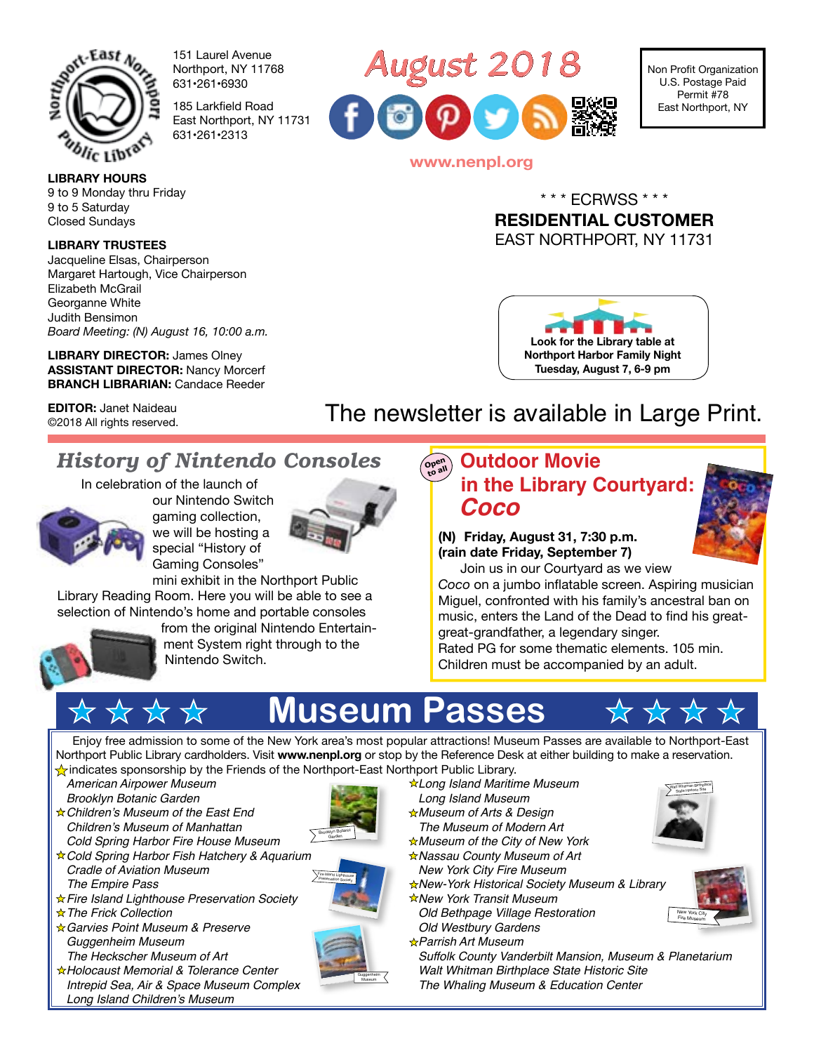151 Laurel Avenue
Northport, NY 11768
631•261•6930

185 Larkfield Road
East Northport, NY 11731
631•261•2313

# August 2018

**www.nenpl.org**

Non Profit Organization
U.S. Postage Paid
Permit #78
East Northport, NY

\* \* \* ECRWSS \* \* \*
**RESIDENTIAL CUSTOMER**
EAST NORTHPORT, NY 11731

**LIBRARY HOURS**
9 to 9 Monday thru Friday
9 to 5 Saturday
Closed Sundays

**LIBRARY TRUSTEES**
Jacqueline Elsas, Chairperson
Margaret Hartough, Vice Chairperson
Elizabeth McGrail
Georganne White
Judith Bensimon
*Board Meeting: (N) August 16, 10:00 a.m.*

**LIBRARY DIRECTOR:** James Olney
**ASSISTANT DIRECTOR:** Nancy Morcerf
**BRANCH LIBRARIAN:** Candace Reeder

**EDITOR:** Janet Naideau
©2018 All rights reserved.

**Look for the Library table at Northport Harbor Family Night Tuesday, August 7, 6-9 pm**

The newsletter is available in Large Print.

## *History of Nintendo Consoles*

In celebration of the launch of our Nintendo Switch gaming collection, we will be hosting a special "History of Gaming Consoles" mini exhibit in the Northport Public Library Reading Room. Here you will be able to see a selection of Nintendo's home and portable consoles from the original Nintendo Entertainment System right through to the Nintendo Switch.

## Outdoor Movie in the Library Courtyard: *Coco*

Open to all

**(N) Friday, August 31, 7:30 p.m.**
**(rain date Friday, September 7)**

Join us in our Courtyard as we view *Coco* on a jumbo inflatable screen. Aspiring musician Miguel, confronted with his family's ancestral ban on music, enters the Land of the Dead to find his great-great-grandfather, a legendary singer.
Rated PG for some thematic elements. 105 min.
Children must be accompanied by an adult.

## Museum Passes

Enjoy free admission to some of the New York area's most popular attractions! Museum Passes are available to Northport-East Northport Public Library cardholders. Visit **www.nenpl.org** or stop by the Reference Desk at either building to make a reservation.
☆ indicates sponsorship by the Friends of the Northport-East Northport Public Library.

- *American Airpower Museum*
- *Brooklyn Botanic Garden*
- ☆ *Children's Museum of the East End*
- *Children's Museum of Manhattan*
- *Cold Spring Harbor Fire House Museum*
- ☆ *Cold Spring Harbor Fish Hatchery & Aquarium*
- *Cradle of Aviation Museum*
- *The Empire Pass*
- ☆ *Fire Island Lighthouse Preservation Society*
- ☆ *The Frick Collection*
- ☆ *Garvies Point Museum & Preserve*
- *Guggenheim Museum*
- *The Heckscher Museum of Art*
- ☆ *Holocaust Memorial & Tolerance Center*
- *Intrepid Sea, Air & Space Museum Complex*
- *Long Island Children's Museum*
- ☆ *Long Island Maritime Museum*
- *Long Island Museum*
- ☆ *Museum of Arts & Design*
- *The Museum of Modern Art*
- ☆ *Museum of the City of New York*
- ☆ *Nassau County Museum of Art*
- *New York City Fire Museum*
- ☆ *New-York Historical Society Museum & Library*
- ☆ *New York Transit Museum*
- *Old Bethpage Village Restoration*
- *Old Westbury Gardens*
- ☆ *Parrish Art Museum*
- *Suffolk County Vanderbilt Mansion, Museum & Planetarium*
- *Walt Whitman Birthplace State Historic Site*
- *The Whaling Museum & Education Center*

Brooklyn Botanic Garden

Fire Island Lighthouse Preservation Society

Guggenheim Museum

Walt Whitman Birthplace State Historic Site

New York City Fire Museum